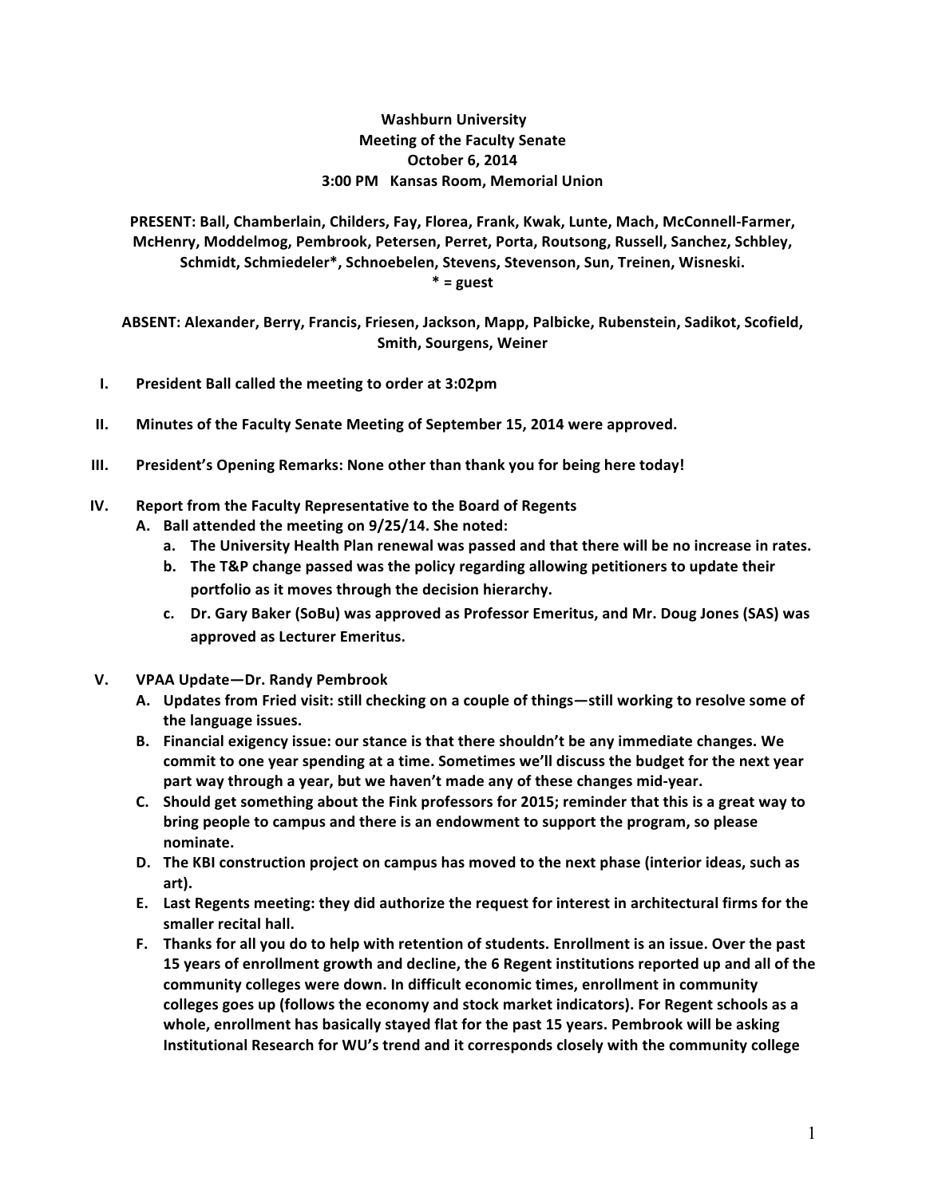**Washburn University**
**Meeting of the Faculty Senate**
**October 6, 2014**
**3:00 PM Kansas Room, Memorial Union**

**PRESENT: Ball, Chamberlain, Childers, Fay, Florea, Frank, Kwak, Lunte, Mach, McConnell-Farmer, McHenry, Moddelmog, Pembrook, Petersen, Perret, Porta, Routsong, Russell, Sanchez, Schbley, Schmidt, Schmiedeler*, Schnoebelen, Stevens, Stevenson, Sun, Treinen, Wisneski.**
**\* = guest**

**ABSENT: Alexander, Berry, Francis, Friesen, Jackson, Mapp, Palbicke, Rubenstein, Sadikot, Scofield, Smith, Sourgens, Weiner**

I. **President Ball called the meeting to order at 3:02pm**

II. **Minutes of the Faculty Senate Meeting of September 15, 2014 were approved.**

III. **President's Opening Remarks: None other than thank you for being here today!**

IV. **Report from the Faculty Representative to the Board of Regents**
   A. **Ball attended the meeting on 9/25/14. She noted:**
      a. **The University Health Plan renewal was passed and that there will be no increase in rates.**
      b. **The T&P change passed was the policy regarding allowing petitioners to update their portfolio as it moves through the decision hierarchy.**
      c. **Dr. Gary Baker (SoBu) was approved as Professor Emeritus, and Mr. Doug Jones (SAS) was approved as Lecturer Emeritus.**

V. **VPAA Update—Dr. Randy Pembrook**
   A. **Updates from Fried visit: still checking on a couple of things—still working to resolve some of the language issues.**
   B. **Financial exigency issue: our stance is that there shouldn't be any immediate changes. We commit to one year spending at a time. Sometimes we'll discuss the budget for the next year part way through a year, but we haven't made any of these changes mid-year.**
   C. **Should get something about the Fink professors for 2015; reminder that this is a great way to bring people to campus and there is an endowment to support the program, so please nominate.**
   D. **The KBI construction project on campus has moved to the next phase (interior ideas, such as art).**
   E. **Last Regents meeting: they did authorize the request for interest in architectural firms for the smaller recital hall.**
   F. **Thanks for all you do to help with retention of students. Enrollment is an issue. Over the past 15 years of enrollment growth and decline, the 6 Regent institutions reported up and all of the community colleges were down. In difficult economic times, enrollment in community colleges goes up (follows the economy and stock market indicators). For Regent schools as a whole, enrollment has basically stayed flat for the past 15 years. Pembrook will be asking Institutional Research for WU's trend and it corresponds closely with the community college**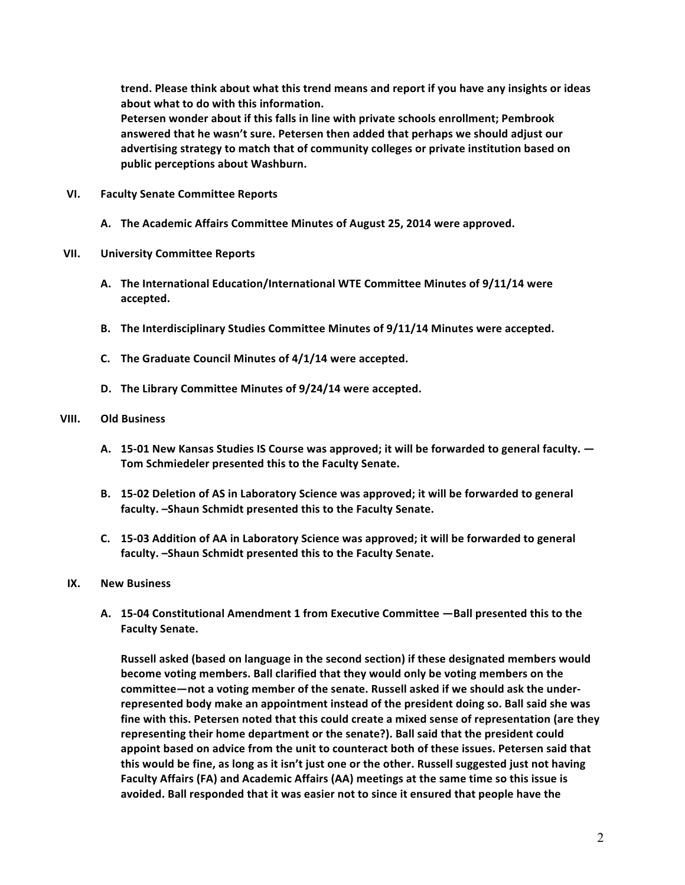**trend. Please think about what this trend means and report if you have any insights or ideas about what to do with this information.**
**Petersen wonder about if this falls in line with private schools enrollment; Pembrook answered that he wasn't sure. Petersen then added that perhaps we should adjust our advertising strategy to match that of community colleges or private institution based on public perceptions about Washburn.**

**VI. Faculty Senate Committee Reports**

**A. The Academic Affairs Committee Minutes of August 25, 2014 were approved.**

**VII. University Committee Reports**

**A. The International Education/International WTE Committee Minutes of 9/11/14 were accepted.**

**B. The Interdisciplinary Studies Committee Minutes of 9/11/14 Minutes were accepted.**

**C. The Graduate Council Minutes of 4/1/14 were accepted.**

**D. The Library Committee Minutes of 9/24/14 were accepted.**

**VIII. Old Business**

**A. 15-01 New Kansas Studies IS Course was approved; it will be forwarded to general faculty. — Tom Schmiedeler presented this to the Faculty Senate.**

**B. 15-02 Deletion of AS in Laboratory Science was approved; it will be forwarded to general faculty. –Shaun Schmidt presented this to the Faculty Senate.**

**C. 15-03 Addition of AA in Laboratory Science was approved; it will be forwarded to general faculty. –Shaun Schmidt presented this to the Faculty Senate.**

**IX. New Business**

**A. 15-04 Constitutional Amendment 1 from Executive Committee —Ball presented this to the Faculty Senate.**

**Russell asked (based on language in the second section) if these designated members would become voting members. Ball clarified that they would only be voting members on the committee—not a voting member of the senate. Russell asked if we should ask the under-represented body make an appointment instead of the president doing so. Ball said she was fine with this. Petersen noted that this could create a mixed sense of representation (are they representing their home department or the senate?). Ball said that the president could appoint based on advice from the unit to counteract both of these issues. Petersen said that this would be fine, as long as it isn't just one or the other. Russell suggested just not having Faculty Affairs (FA) and Academic Affairs (AA) meetings at the same time so this issue is avoided. Ball responded that it was easier not to since it ensured that people have the**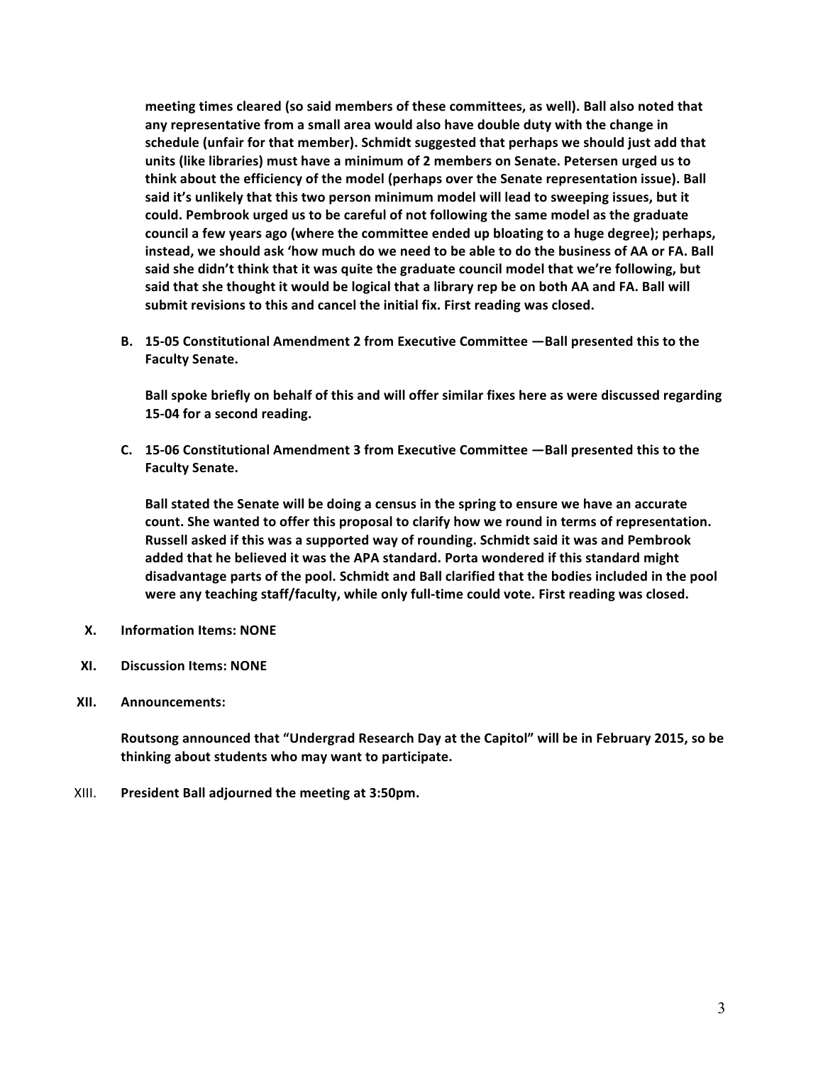**meeting times cleared (so said members of these committees, as well). Ball also noted that any representative from a small area would also have double duty with the change in schedule (unfair for that member). Schmidt suggested that perhaps we should just add that units (like libraries) must have a minimum of 2 members on Senate. Petersen urged us to think about the efficiency of the model (perhaps over the Senate representation issue). Ball said it's unlikely that this two person minimum model will lead to sweeping issues, but it could. Pembrook urged us to be careful of not following the same model as the graduate council a few years ago (where the committee ended up bloating to a huge degree); perhaps, instead, we should ask 'how much do we need to be able to do the business of AA or FA. Ball said she didn't think that it was quite the graduate council model that we're following, but said that she thought it would be logical that a library rep be on both AA and FA. Ball will submit revisions to this and cancel the initial fix. First reading was closed.**

**B. 15-05 Constitutional Amendment 2 from Executive Committee —Ball presented this to the Faculty Senate.**

**Ball spoke briefly on behalf of this and will offer similar fixes here as were discussed regarding 15-04 for a second reading.**

**C. 15-06 Constitutional Amendment 3 from Executive Committee —Ball presented this to the Faculty Senate.**

**Ball stated the Senate will be doing a census in the spring to ensure we have an accurate count. She wanted to offer this proposal to clarify how we round in terms of representation. Russell asked if this was a supported way of rounding. Schmidt said it was and Pembrook added that he believed it was the APA standard. Porta wondered if this standard might disadvantage parts of the pool. Schmidt and Ball clarified that the bodies included in the pool were any teaching staff/faculty, while only full-time could vote. First reading was closed.**

**X. Information Items: NONE**

**XI. Discussion Items: NONE**

**XII. Announcements:**

**Routsong announced that "Undergrad Research Day at the Capitol" will be in February 2015, so be thinking about students who may want to participate.**

XIII. **President Ball adjourned the meeting at 3:50pm.**